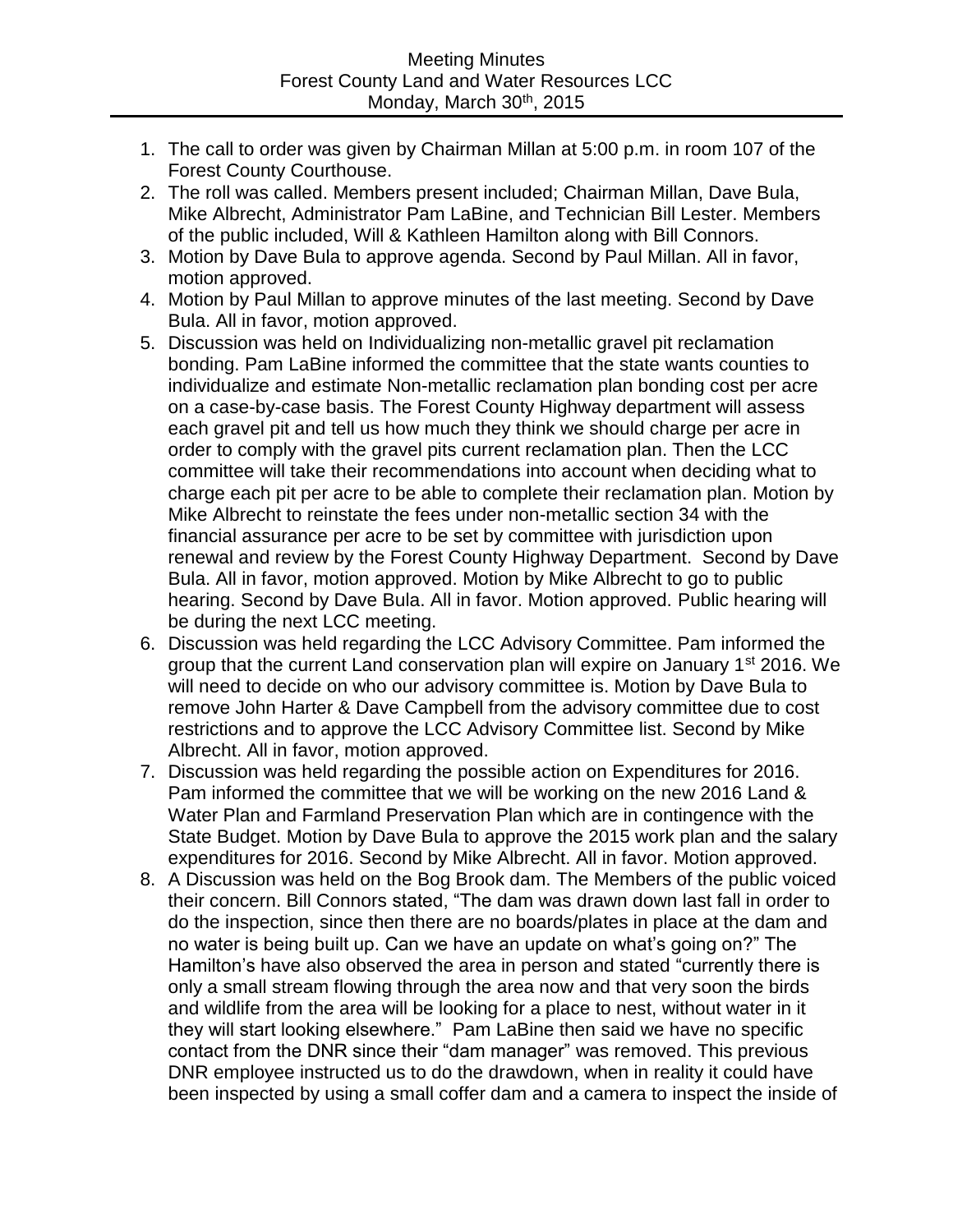# Meeting Minutes
## Forest County Land and Water Resources LCC
### Monday, March 30th, 2015

1. The call to order was given by Chairman Millan at 5:00 p.m. in room 107 of the Forest County Courthouse.
2. The roll was called. Members present included; Chairman Millan, Dave Bula, Mike Albrecht, Administrator Pam LaBine, and Technician Bill Lester. Members of the public included, Will & Kathleen Hamilton along with Bill Connors.
3. Motion by Dave Bula to approve agenda. Second by Paul Millan. All in favor, motion approved.
4. Motion by Paul Millan to approve minutes of the last meeting. Second by Dave Bula. All in favor, motion approved.
5. Discussion was held on Individualizing non-metallic gravel pit reclamation bonding. Pam LaBine informed the committee that the state wants counties to individualize and estimate Non-metallic reclamation plan bonding cost per acre on a case-by-case basis. The Forest County Highway department will assess each gravel pit and tell us how much they think we should charge per acre in order to comply with the gravel pits current reclamation plan. Then the LCC committee will take their recommendations into account when deciding what to charge each pit per acre to be able to complete their reclamation plan. Motion by Mike Albrecht to reinstate the fees under non-metallic section 34 with the financial assurance per acre to be set by committee with jurisdiction upon renewal and review by the Forest County Highway Department. Second by Dave Bula. All in favor, motion approved. Motion by Mike Albrecht to go to public hearing. Second by Dave Bula. All in favor. Motion approved. Public hearing will be during the next LCC meeting.
6. Discussion was held regarding the LCC Advisory Committee. Pam informed the group that the current Land conservation plan will expire on January 1st 2016. We will need to decide on who our advisory committee is. Motion by Dave Bula to remove John Harter & Dave Campbell from the advisory committee due to cost restrictions and to approve the LCC Advisory Committee list. Second by Mike Albrecht. All in favor, motion approved.
7. Discussion was held regarding the possible action on Expenditures for 2016. Pam informed the committee that we will be working on the new 2016 Land & Water Plan and Farmland Preservation Plan which are in contingence with the State Budget. Motion by Dave Bula to approve the 2015 work plan and the salary expenditures for 2016. Second by Mike Albrecht. All in favor. Motion approved.
8. A Discussion was held on the Bog Brook dam. The Members of the public voiced their concern. Bill Connors stated, "The dam was drawn down last fall in order to do the inspection, since then there are no boards/plates in place at the dam and no water is being built up. Can we have an update on what's going on?" The Hamilton's have also observed the area in person and stated "currently there is only a small stream flowing through the area now and that very soon the birds and wildlife from the area will be looking for a place to nest, without water in it they will start looking elsewhere." Pam LaBine then said we have no specific contact from the DNR since their "dam manager" was removed. This previous DNR employee instructed us to do the drawdown, when in reality it could have been inspected by using a small coffer dam and a camera to inspect the inside of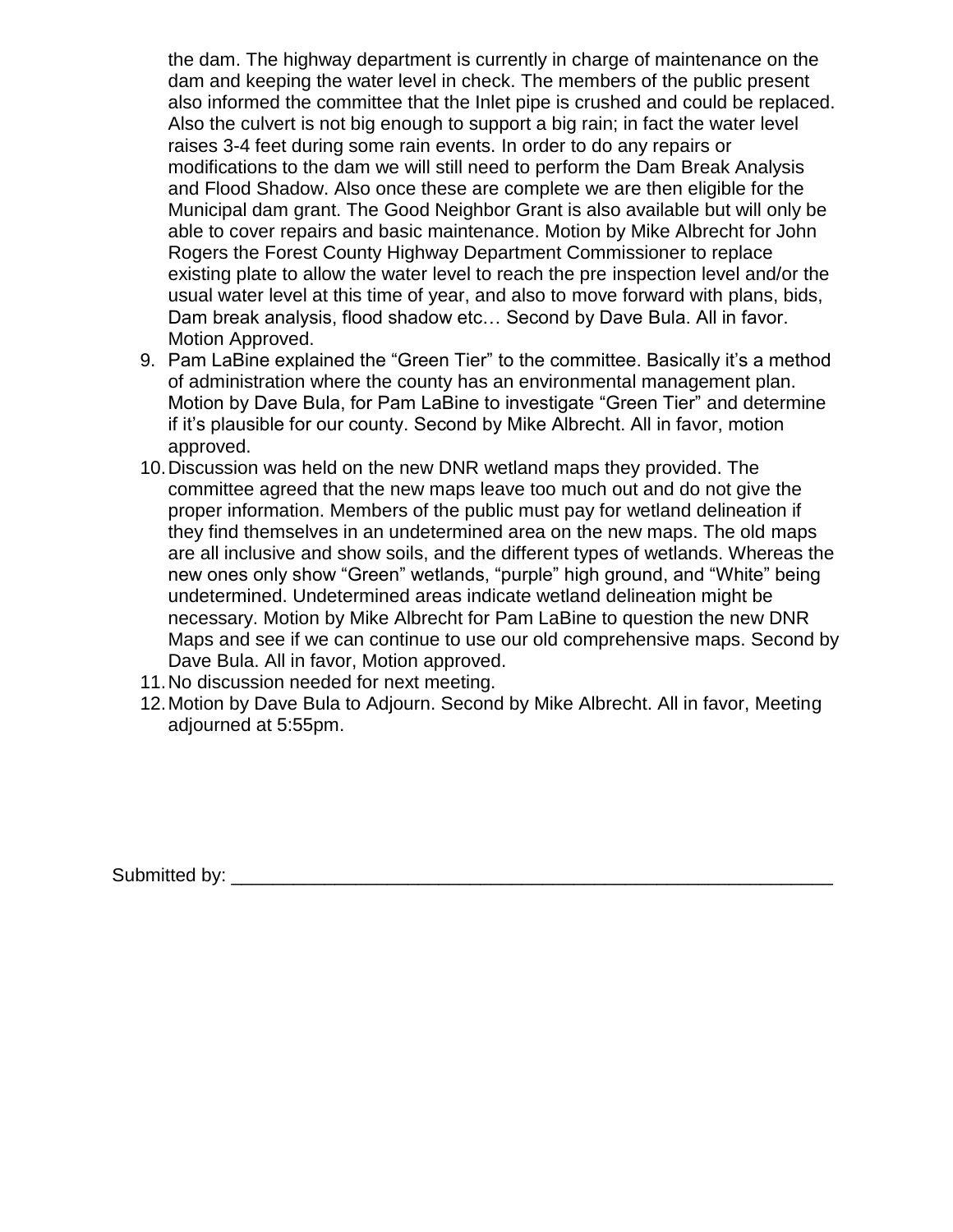the dam. The highway department is currently in charge of maintenance on the dam and keeping the water level in check. The members of the public present also informed the committee that the Inlet pipe is crushed and could be replaced. Also the culvert is not big enough to support a big rain; in fact the water level raises 3-4 feet during some rain events. In order to do any repairs or modifications to the dam we will still need to perform the Dam Break Analysis and Flood Shadow. Also once these are complete we are then eligible for the Municipal dam grant. The Good Neighbor Grant is also available but will only be able to cover repairs and basic maintenance. Motion by Mike Albrecht for John Rogers the Forest County Highway Department Commissioner to replace existing plate to allow the water level to reach the pre inspection level and/or the usual water level at this time of year, and also to move forward with plans, bids, Dam break analysis, flood shadow etc… Second by Dave Bula. All in favor. Motion Approved.

9. Pam LaBine explained the "Green Tier" to the committee. Basically it's a method of administration where the county has an environmental management plan. Motion by Dave Bula, for Pam LaBine to investigate "Green Tier" and determine if it's plausible for our county. Second by Mike Albrecht. All in favor, motion approved.
10. Discussion was held on the new DNR wetland maps they provided. The committee agreed that the new maps leave too much out and do not give the proper information. Members of the public must pay for wetland delineation if they find themselves in an undetermined area on the new maps. The old maps are all inclusive and show soils, and the different types of wetlands. Whereas the new ones only show "Green" wetlands, "purple" high ground, and "White" being undetermined. Undetermined areas indicate wetland delineation might be necessary. Motion by Mike Albrecht for Pam LaBine to question the new DNR Maps and see if we can continue to use our old comprehensive maps. Second by Dave Bula. All in favor, Motion approved.
11. No discussion needed for next meeting.
12. Motion by Dave Bula to Adjourn. Second by Mike Albrecht. All in favor, Meeting adjourned at 5:55pm.

Submitted by: ___________________________________________________________